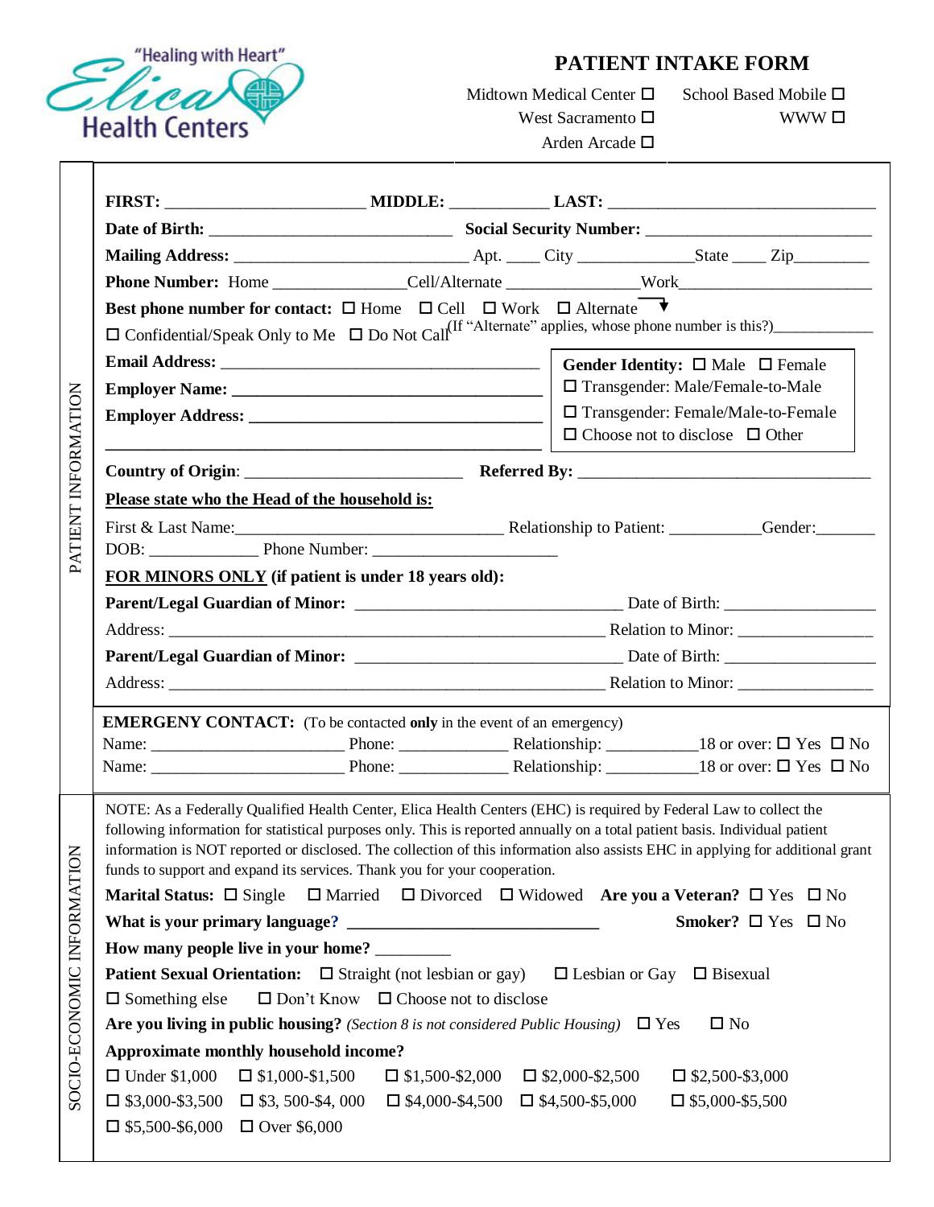"Healing with Heart"

Elica Health Centers

# PATIENT INTAKE FORM

Midtown Medical Center ☐ School Based Mobile ☐
West Sacramento ☐ WWW ☐
Arden Arcade ☐

## PATIENT INFORMATION

**FIRST:** ______________________ **MIDDLE:** ___________ **LAST:** ______________________________

**Date of Birth:** ___________________________ **Social Security Number:** _________________________

**Mailing Address:** __________________________ Apt. ____ City _____________State ____ Zip_________

**Phone Number:** Home _______________Cell/Alternate _______________Work______________________

**Best phone number for contact:** ☐ Home ☐ Cell ☐ Work ☐ Alternate

☐ Confidential/Speak Only to Me ☐ Do Not Call (If "Alternate" applies, whose phone number is this?)____________

**Email Address:** ____________________________________

**Employer Name:** ____________________________________

**Employer Address:** __________________________________

______________________________________________________

**Gender Identity:** ☐ Male ☐ Female
☐ Transgender: Male/Female-to-Male
☐ Transgender: Female/Male-to-Female
☐ Choose not to disclose ☐ Other

**Country of Origin**: _________________________ **Referred By:** __________________________________

**Please state who the Head of the household is:**

First & Last Name:______________________________ Relationship to Patient: __________Gender:_______

DOB: _____________ Phone Number: ______________________

**FOR MINORS ONLY (if patient is under 18 years old):**

**Parent/Legal Guardian of Minor:** ______________________________ Date of Birth: _________________

Address: ___________________________________________________ Relation to Minor: _______________

**Parent/Legal Guardian of Minor:** ______________________________ Date of Birth: _________________

Address: ___________________________________________________ Relation to Minor: _______________

**EMERGENY CONTACT:** (To be contacted **only** in the event of an emergency)

Name: ______________________ Phone: ____________ Relationship: __________18 or over: ☐ Yes ☐ No

Name: ______________________ Phone: ____________ Relationship: __________18 or over: ☐ Yes ☐ No

## SOCIO-ECONOMIC INFORMATION

NOTE: As a Federally Qualified Health Center, Elica Health Centers (EHC) is required by Federal Law to collect the following information for statistical purposes only. This is reported annually on a total patient basis. Individual patient information is NOT reported or disclosed. The collection of this information also assists EHC in applying for additional grant funds to support and expand its services. Thank you for your cooperation.

**Marital Status:** ☐ Single ☐ Married ☐ Divorced ☐ Widowed **Are you a Veteran?** ☐ Yes ☐ No

**What is your primary language?** ____________________________ **Smoker?** ☐ Yes ☐ No

**How many people live in your home?** _________

**Patient Sexual Orientation:** ☐ Straight (not lesbian or gay) ☐ Lesbian or Gay ☐ Bisexual
☐ Something else ☐ Don't Know ☐ Choose not to disclose

**Are you living in public housing?** *(Section 8 is not considered Public Housing)* ☐ Yes ☐ No

**Approximate monthly household income?**

☐ Under $1,000 ☐ $1,000-$1,500 ☐ $1,500-$2,000 ☐ $2,000-$2,500 ☐ $2,500-$3,000
☐ $3,000-$3,500 ☐ $3, 500-$4, 000 ☐ $4,000-$4,500 ☐ $4,500-$5,000 ☐ $5,000-$5,500
☐ $5,500-$6,000 ☐ Over $6,000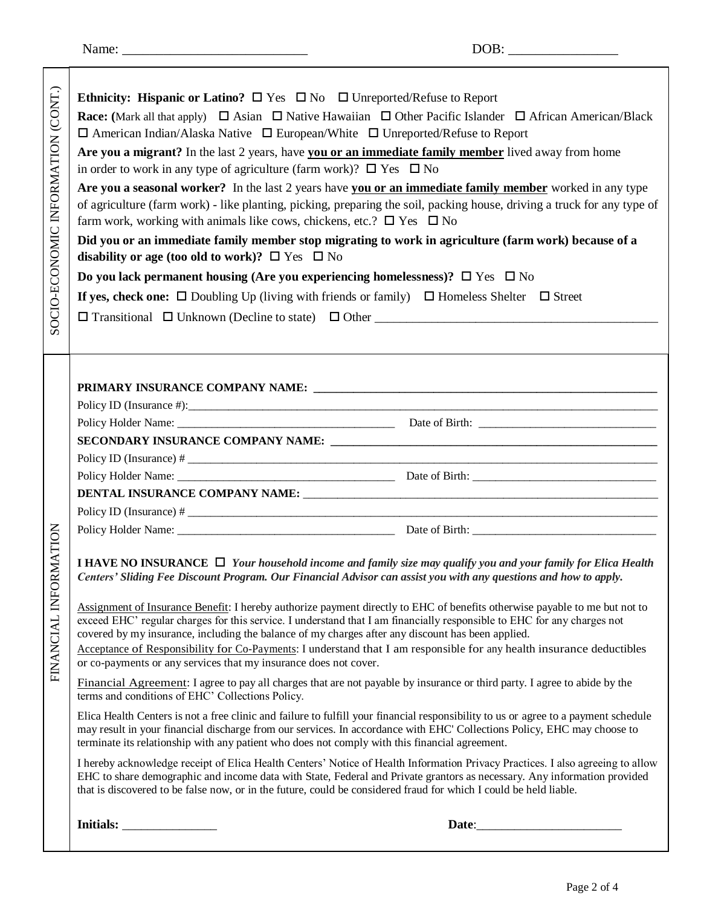Name: ___________________________ DOB: ________________

## SOCIO-ECONOMIC INFORMATION (CONT.)

**Ethnicity: Hispanic or Latino?** ☐ Yes ☐ No ☐ Unreported/Refuse to Report

**Race: (**Mark all that apply) ☐ Asian ☐ Native Hawaiian ☐ Other Pacific Islander ☐ African American/Black ☐ American Indian/Alaska Native ☐ European/White ☐ Unreported/Refuse to Report

**Are you a migrant?** In the last 2 years, have **you or an immediate family member** lived away from home in order to work in any type of agriculture (farm work)? ☐ Yes ☐ No

**Are you a seasonal worker?** In the last 2 years have **you or an immediate family member** worked in any type of agriculture (farm work) - like planting, picking, preparing the soil, packing house, driving a truck for any type of farm work, working with animals like cows, chickens, etc.? ☐ Yes ☐ No

**Did you or an immediate family member stop migrating to work in agriculture (farm work) because of a disability or age (too old to work)?** ☐ Yes ☐ No

**Do you lack permanent housing (Are you experiencing homelessness)?** ☐ Yes ☐ No

**If yes, check one:** ☐ Doubling Up (living with friends or family) ☐ Homeless Shelter ☐ Street

☐ Transitional ☐ Unknown (Decline to state) ☐ Other ____________________________________________

## FINANCIAL INFORMATION

**PRIMARY INSURANCE COMPANY NAME:** ____________________________________________

Policy ID (Insurance #):____________________________________________

Policy Holder Name: ______________________________ Date of Birth: ______________________

**SECONDARY INSURANCE COMPANY NAME:** ____________________________________________

Policy ID (Insurance) # ____________________________________________

Policy Holder Name: ______________________________ Date of Birth: ______________________

**DENTAL INSURANCE COMPANY NAME:** ____________________________________________

Policy ID (Insurance) # ____________________________________________

Policy Holder Name: ______________________________ Date of Birth: ______________________

**I HAVE NO INSURANCE** ☐ ***Your household income and family size may qualify you and your family for Elica Health Centers' Sliding Fee Discount Program. Our Financial Advisor can assist you with any questions and how to apply.***

Assignment of Insurance Benefit: I hereby authorize payment directly to EHC of benefits otherwise payable to me but not to exceed EHC' regular charges for this service. I understand that I am financially responsible to EHC for any charges not covered by my insurance, including the balance of my charges after any discount has been applied.

Acceptance of Responsibility for Co-Payments: I understand that I am responsible for any health insurance deductibles or co-payments or any services that my insurance does not cover.

Financial Agreement: I agree to pay all charges that are not payable by insurance or third party. I agree to abide by the terms and conditions of EHC' Collections Policy.

Elica Health Centers is not a free clinic and failure to fulfill your financial responsibility to us or agree to a payment schedule may result in your financial discharge from our services. In accordance with EHC' Collections Policy, EHC may choose to terminate its relationship with any patient who does not comply with this financial agreement.

I hereby acknowledge receipt of Elica Health Centers' Notice of Health Information Privacy Practices. I also agreeing to allow EHC to share demographic and income data with State, Federal and Private grantors as necessary. Any information provided that is discovered to be false now, or in the future, could be considered fraud for which I could be held liable.

**Initials:** _______________ **Date**:______________________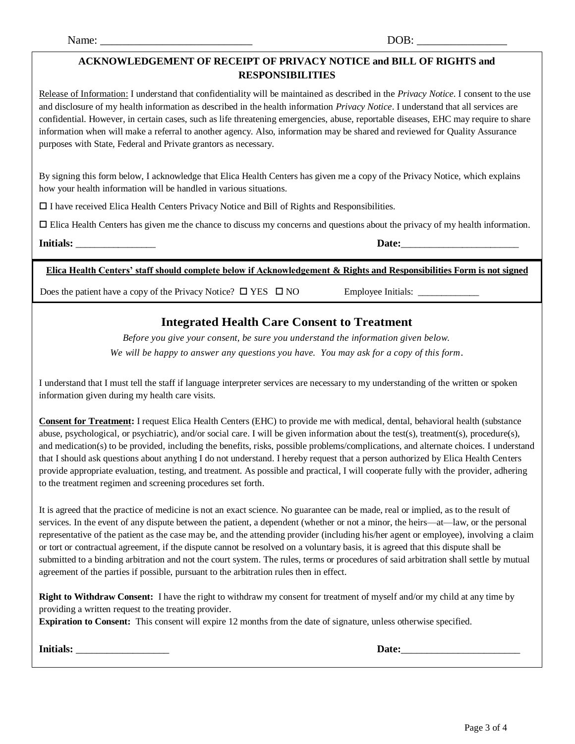Name: ___________________________ DOB: ________________

## ACKNOWLEDGEMENT OF RECEIPT OF PRIVACY NOTICE and BILL OF RIGHTS and RESPONSIBILITIES

Release of Information: I understand that confidentiality will be maintained as described in the *Privacy Notice*. I consent to the use and disclosure of my health information as described in the health information *Privacy Notice*. I understand that all services are confidential. However, in certain cases, such as life threatening emergencies, abuse, reportable diseases, EHC may require to share information when will make a referral to another agency. Also, information may be shared and reviewed for Quality Assurance purposes with State, Federal and Private grantors as necessary.

By signing this form below, I acknowledge that Elica Health Centers has given me a copy of the Privacy Notice, which explains how your health information will be handled in various situations.

☐ I have received Elica Health Centers Privacy Notice and Bill of Rights and Responsibilities.

☐ Elica Health Centers has given me the chance to discuss my concerns and questions about the privacy of my health information.

**Initials:** ________________ **Date:**________________________

**Elica Health Centers' staff should complete below if Acknowledgement & Rights and Responsibilities Form is not signed**

Does the patient have a copy of the Privacy Notice? ☐ YES ☐ NO Employee Initials: _____________

## Integrated Health Care Consent to Treatment

*Before you give your consent, be sure you understand the information given below.*

*We will be happy to answer any questions you have. You may ask for a copy of this form.*

I understand that I must tell the staff if language interpreter services are necessary to my understanding of the written or spoken information given during my health care visits.

**Consent for Treatment:** I request Elica Health Centers (EHC) to provide me with medical, dental, behavioral health (substance abuse, psychological, or psychiatric), and/or social care. I will be given information about the test(s), treatment(s), procedure(s), and medication(s) to be provided, including the benefits, risks, possible problems/complications, and alternate choices. I understand that I should ask questions about anything I do not understand. I hereby request that a person authorized by Elica Health Centers provide appropriate evaluation, testing, and treatment. As possible and practical, I will cooperate fully with the provider, adhering to the treatment regimen and screening procedures set forth.

It is agreed that the practice of medicine is not an exact science. No guarantee can be made, real or implied, as to the result of services. In the event of any dispute between the patient, a dependent (whether or not a minor, the heirs—at—law, or the personal representative of the patient as the case may be, and the attending provider (including his/her agent or employee), involving a claim or tort or contractual agreement, if the dispute cannot be resolved on a voluntary basis, it is agreed that this dispute shall be submitted to a binding arbitration and not the court system. The rules, terms or procedures of said arbitration shall settle by mutual agreement of the parties if possible, pursuant to the arbitration rules then in effect.

**Right to Withdraw Consent:** I have the right to withdraw my consent for treatment of myself and/or my child at any time by providing a written request to the treating provider.

**Expiration to Consent:** This consent will expire 12 months from the date of signature, unless otherwise specified.

**Initials:** ___________________ **Date:**________________________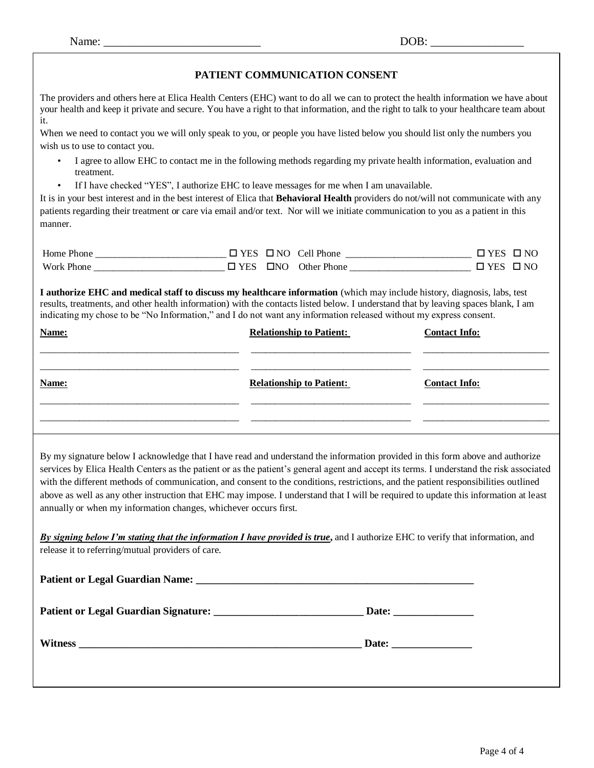Name: ___________________________ DOB: ________________

## PATIENT COMMUNICATION CONSENT

The providers and others here at Elica Health Centers (EHC) want to do all we can to protect the health information we have about your health and keep it private and secure. You have a right to that information, and the right to talk to your healthcare team about it.

When we need to contact you we will only speak to you, or people you have listed below you should list only the numbers you wish us to use to contact you.

- I agree to allow EHC to contact me in the following methods regarding my private health information, evaluation and treatment.
- If I have checked "YES", I authorize EHC to leave messages for me when I am unavailable.

It is in your best interest and in the best interest of Elica that **Behavioral Health** providers do not/will not communicate with any patients regarding their treatment or care via email and/or text. Nor will we initiate communication to you as a patient in this manner.

Home Phone __________________________ ☐ YES ☐ NO Cell Phone _________________________ ☐ YES ☐ NO

Work Phone __________________________ ☐ YES ☐NO Other Phone ________________________ ☐ YES ☐ NO

**I authorize EHC and medical staff to discuss my healthcare information** (which may include history, diagnosis, labs, test results, treatments, and other health information) with the contacts listed below. I understand that by leaving spaces blank, I am indicating my chose to be "No Information," and I do not want any information released without my express consent.

| **Name:** | **Relationship to Patient:** | **Contact Info:** |
| --- | --- | --- |
| | | |
| | | |

| **Name:** | **Relationship to Patient:** | **Contact Info:** |
| --- | --- | --- |
| | | |
| | | |

By my signature below I acknowledge that I have read and understand the information provided in this form above and authorize services by Elica Health Centers as the patient or as the patient's general agent and accept its terms. I understand the risk associated with the different methods of communication, and consent to the conditions, restrictions, and the patient responsibilities outlined above as well as any other instruction that EHC may impose. I understand that I will be required to update this information at least annually or when my information changes, whichever occurs first.

***By signing below I'm stating that the information I have provided is true*****,** and I authorize EHC to verify that information, and release it to referring/mutual providers of care.

**Patient or Legal Guardian Name: ______________________________________________________**

**Patient or Legal Guardian Signature: ____________________________ Date: _______________**

**Witness _______________________________________________________ Date: _______________**